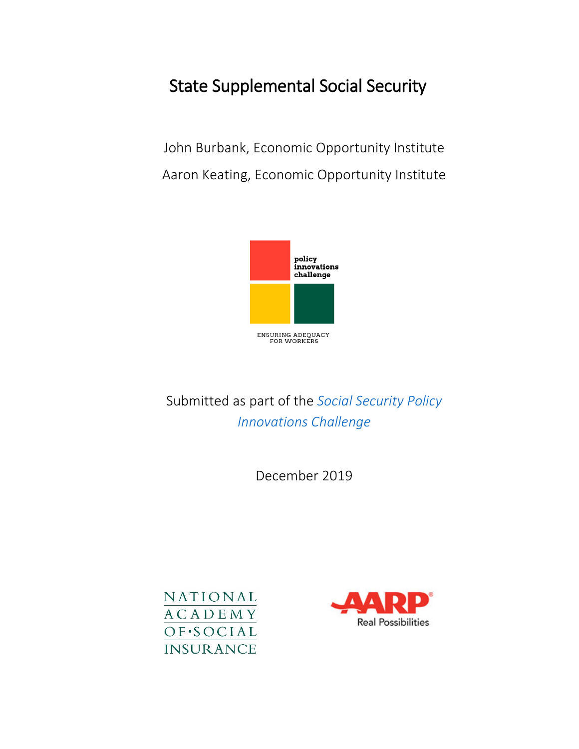# State Supplemental Social Security

John Burbank, Economic Opportunity Institute

Aaron Keating, Economic Opportunity Institute

policy innovations challenge

ENSURING ADEQUACY FOR WORKERS

Submitted as part of the *Social Security Policy Innovations Challenge*

December 2019

NATIONAL ACADEMY OF SOCIAL INSURANCE

AARP Real Possibilities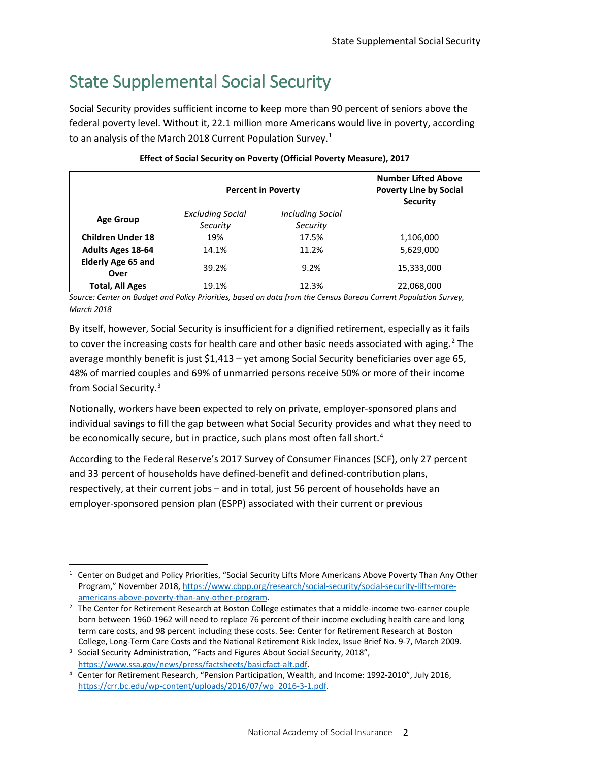# State Supplemental Social Security

Social Security provides sufficient income to keep more than 90 percent of seniors above the federal poverty level. Without it, 22.1 million more Americans would live in poverty, according to an analysis of the March 2018 Current Population Survey.[1]

**Effect of Social Security on Poverty (Official Poverty Measure), 2017**

| | **Percent in Poverty** | | **Number Lifted Above Poverty Line by Social Security** |
|---|---|---|---|
| **Age Group** | *Excluding Social Security* | *Including Social Security* | |
| **Children Under 18** | 19% | 17.5% | 1,106,000 |
| **Adults Ages 18-64** | 14.1% | 11.2% | 5,629,000 |
| **Elderly Age 65 and Over** | 39.2% | 9.2% | 15,333,000 |
| **Total, All Ages** | 19.1% | 12.3% | 22,068,000 |

*Source: Center on Budget and Policy Priorities, based on data from the Census Bureau Current Population Survey, March 2018*

By itself, however, Social Security is insufficient for a dignified retirement, especially as it fails to cover the increasing costs for health care and other basic needs associated with aging.[2] The average monthly benefit is just $1,413 – yet among Social Security beneficiaries over age 65, 48% of married couples and 69% of unmarried persons receive 50% or more of their income from Social Security.[3]

Notionally, workers have been expected to rely on private, employer-sponsored plans and individual savings to fill the gap between what Social Security provides and what they need to be economically secure, but in practice, such plans most often fall short.[4]

According to the Federal Reserve's 2017 Survey of Consumer Finances (SCF), only 27 percent and 33 percent of households have defined-benefit and defined-contribution plans, respectively, at their current jobs – and in total, just 56 percent of households have an employer-sponsored pension plan (ESPP) associated with their current or previous

---

[1] Center on Budget and Policy Priorities, "Social Security Lifts More Americans Above Poverty Than Any Other Program," November 2018, https://www.cbpp.org/research/social-security/social-security-lifts-more-americans-above-poverty-than-any-other-program.

[2] The Center for Retirement Research at Boston College estimates that a middle-income two-earner couple born between 1960-1962 will need to replace 76 percent of their income excluding health care and long term care costs, and 98 percent including these costs. See: Center for Retirement Research at Boston College, Long-Term Care Costs and the National Retirement Risk Index, Issue Brief No. 9-7, March 2009.

[3] Social Security Administration, "Facts and Figures About Social Security, 2018", https://www.ssa.gov/news/press/factsheets/basicfact-alt.pdf.

[4] Center for Retirement Research, "Pension Participation, Wealth, and Income: 1992-2010", July 2016, https://crr.bc.edu/wp-content/uploads/2016/07/wp_2016-3-1.pdf.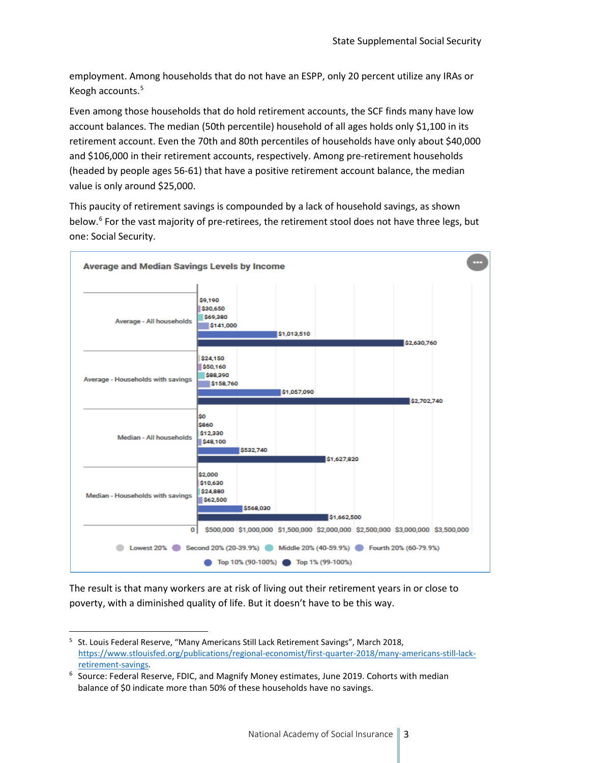employment. Among households that do not have an ESPP, only 20 percent utilize any IRAs or Keogh accounts.[5]

Even among those households that do hold retirement accounts, the SCF finds many have low account balances. The median (50th percentile) household of all ages holds only $1,100 in its retirement account. Even the 70th and 80th percentiles of households have only about $40,000 and $106,000 in their retirement accounts, respectively. Among pre-retirement households (headed by people ages 56-61) that have a positive retirement account balance, the median value is only around $25,000.

This paucity of retirement savings is compounded by a lack of household savings, as shown below.[6] For the vast majority of pre-retirees, the retirement stool does not have three legs, but one: Social Security.

**Average and Median Savings Levels by Income**

| | Lowest 20% | Second 20% (20-39.9%) | Middle 20% (40-59.9%) | Fourth 20% (60-79.9%) | Top 10% (90-100%) | Top 1% (99-100%) |
|---|---|---|---|---|---|---|
| Average - All households | $9,190 | $30,650 | $69,380 | $141,000 | $1,013,510 | $2,630,760 |
| Average - Households with savings | $24,150 | $50,160 | $88,390 | $158,760 | $1,057,090 | $2,702,740 |
| Median - All households | $0 | $860 | $12,330 | $48,100 | $532,740 | $1,627,820 |
| Median - Households with savings | $2,000 | $10,630 | $24,880 | $62,500 | $568,030 | $1,662,500 |

The result is that many workers are at risk of living out their retirement years in or close to poverty, with a diminished quality of life. But it doesn't have to be this way.

---

[5] St. Louis Federal Reserve, "Many Americans Still Lack Retirement Savings", March 2018, https://www.stlouisfed.org/publications/regional-economist/first-quarter-2018/many-americans-still-lack-retirement-savings.

[6] Source: Federal Reserve, FDIC, and Magnify Money estimates, June 2019. Cohorts with median balance of $0 indicate more than 50% of these households have no savings.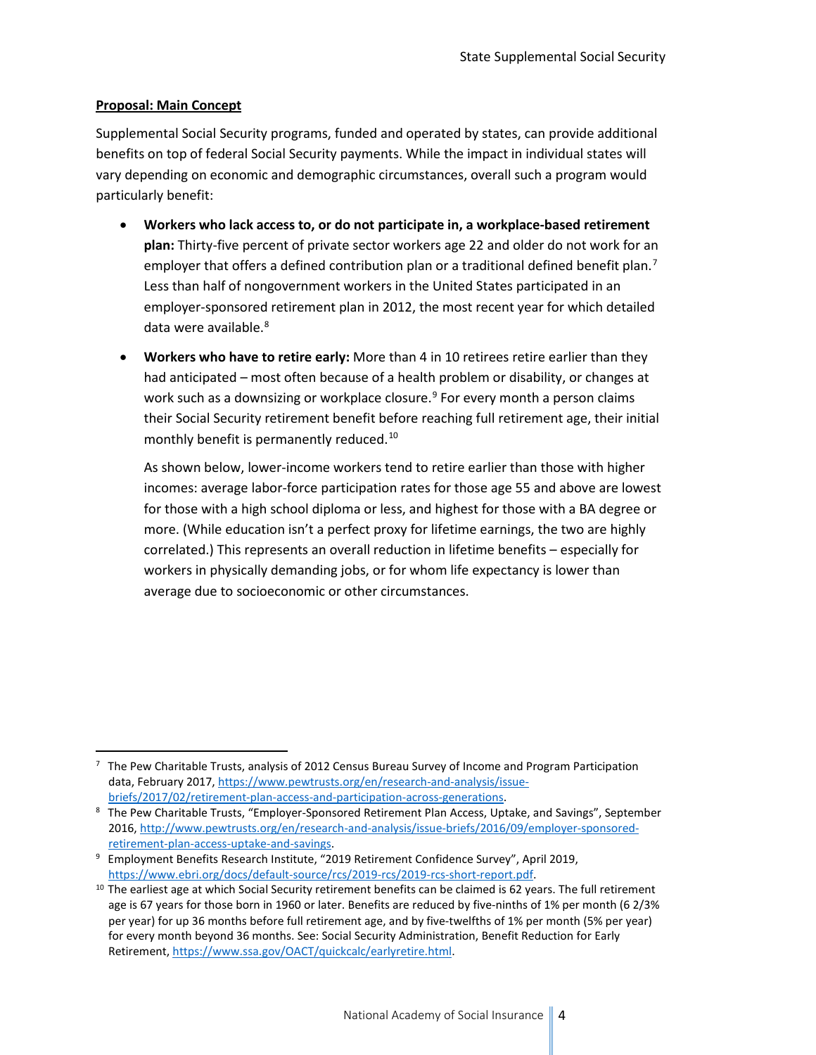**Proposal: Main Concept**

Supplemental Social Security programs, funded and operated by states, can provide additional benefits on top of federal Social Security payments. While the impact in individual states will vary depending on economic and demographic circumstances, overall such a program would particularly benefit:

- **Workers who lack access to, or do not participate in, a workplace-based retirement plan:** Thirty-five percent of private sector workers age 22 and older do not work for an employer that offers a defined contribution plan or a traditional defined benefit plan.[7] Less than half of nongovernment workers in the United States participated in an employer-sponsored retirement plan in 2012, the most recent year for which detailed data were available.[8]

- **Workers who have to retire early:** More than 4 in 10 retirees retire earlier than they had anticipated – most often because of a health problem or disability, or changes at work such as a downsizing or workplace closure.[9] For every month a person claims their Social Security retirement benefit before reaching full retirement age, their initial monthly benefit is permanently reduced.[10]

  As shown below, lower-income workers tend to retire earlier than those with higher incomes: average labor-force participation rates for those age 55 and above are lowest for those with a high school diploma or less, and highest for those with a BA degree or more. (While education isn't a perfect proxy for lifetime earnings, the two are highly correlated.) This represents an overall reduction in lifetime benefits – especially for workers in physically demanding jobs, or for whom life expectancy is lower than average due to socioeconomic or other circumstances.

---

[7] The Pew Charitable Trusts, analysis of 2012 Census Bureau Survey of Income and Program Participation data, February 2017, https://www.pewtrusts.org/en/research-and-analysis/issue-briefs/2017/02/retirement-plan-access-and-participation-across-generations.

[8] The Pew Charitable Trusts, "Employer-Sponsored Retirement Plan Access, Uptake, and Savings", September 2016, http://www.pewtrusts.org/en/research-and-analysis/issue-briefs/2016/09/employer-sponsored-retirement-plan-access-uptake-and-savings.

[9] Employment Benefits Research Institute, "2019 Retirement Confidence Survey", April 2019, https://www.ebri.org/docs/default-source/rcs/2019-rcs/2019-rcs-short-report.pdf.

[10] The earliest age at which Social Security retirement benefits can be claimed is 62 years. The full retirement age is 67 years for those born in 1960 or later. Benefits are reduced by five-ninths of 1% per month (6 2/3% per year) for up 36 months before full retirement age, and by five-twelfths of 1% per month (5% per year) for every month beyond 36 months. See: Social Security Administration, Benefit Reduction for Early Retirement, https://www.ssa.gov/OACT/quickcalc/earlyretire.html.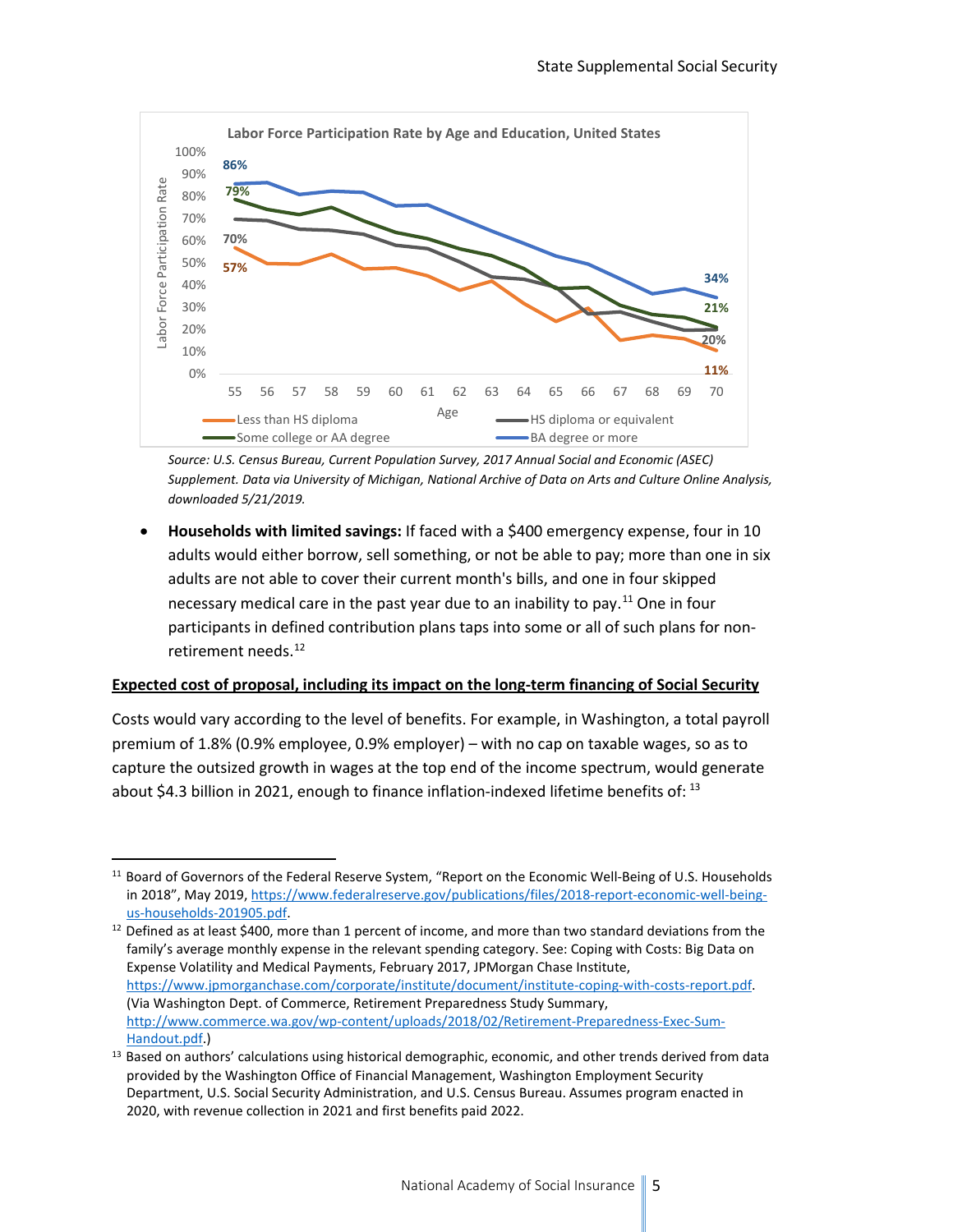Source: U.S. Census Bureau, Current Population Survey, 2017 Annual Social and Economic (ASEC) Supplement. Data via University of Michigan, National Archive of Data on Arts and Culture Online Analysis, downloaded 5/21/2019.*

- **Households with limited savings:** If faced with a $400 emergency expense, four in 10 adults would either borrow, sell something, or not be able to pay; more than one in six adults are not able to cover their current month's bills, and one in four skipped necessary medical care in the past year due to an inability to pay.[11] One in four participants in defined contribution plans taps into some or all of such plans for non-retirement needs.[12]

**Expected cost of proposal, including its impact on the long-term financing of Social Security**

Costs would vary according to the level of benefits. For example, in Washington, a total payroll premium of 1.8% (0.9% employee, 0.9% employer) – with no cap on taxable wages, so as to capture the outsized growth in wages at the top end of the income spectrum, would generate about $4.3 billion in 2021, enough to finance inflation-indexed lifetime benefits of: [13]

---

[11] Board of Governors of the Federal Reserve System, "Report on the Economic Well-Being of U.S. Households in 2018", May 2019, https://www.federalreserve.gov/publications/files/2018-report-economic-well-being-us-households-201905.pdf.

[12] Defined as at least $400, more than 1 percent of income, and more than two standard deviations from the family's average monthly expense in the relevant spending category. See: Coping with Costs: Big Data on Expense Volatility and Medical Payments, February 2017, JPMorgan Chase Institute, https://www.jpmorganchase.com/corporate/institute/document/institute-coping-with-costs-report.pdf. (Via Washington Dept. of Commerce, Retirement Preparedness Study Summary, http://www.commerce.wa.gov/wp-content/uploads/2018/02/Retirement-Preparedness-Exec-Sum-Handout.pdf.)

[13] Based on authors' calculations using historical demographic, economic, and other trends derived from data provided by the Washington Office of Financial Management, Washington Employment Security Department, U.S. Social Security Administration, and U.S. Census Bureau. Assumes program enacted in 2020, with revenue collection in 2021 and first benefits paid 2022.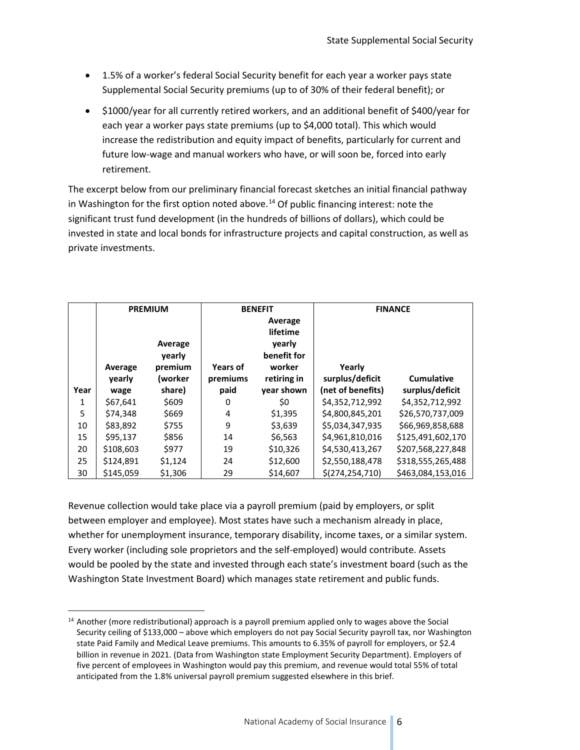- 1.5% of a worker's federal Social Security benefit for each year a worker pays state Supplemental Social Security premiums (up to of 30% of their federal benefit); or
- $1000/year for all currently retired workers, and an additional benefit of $400/year for each year a worker pays state premiums (up to $4,000 total). This which would increase the redistribution and equity impact of benefits, particularly for current and future low-wage and manual workers who have, or will soon be, forced into early retirement.

The excerpt below from our preliminary financial forecast sketches an initial financial pathway in Washington for the first option noted above.[14] Of public financing interest: note the significant trust fund development (in the hundreds of billions of dollars), which could be invested in state and local bonds for infrastructure projects and capital construction, as well as private investments.

| | **PREMIUM** | | **BENEFIT** | | **FINANCE** | |
|---|---|---|---|---|---|---|
| **Year** | **Average yearly wage** | **Average yearly premium (worker share)** | **Years of premiums paid** | **Average lifetime yearly benefit for worker retiring in year shown** | **Yearly surplus/deficit (net of benefits)** | **Cumulative surplus/deficit** |
| 1 | $67,641 | $609 | 0 | $0 | $4,352,712,992 | $4,352,712,992 |
| 5 | $74,348 | $669 | 4 | $1,395 | $4,800,845,201 | $26,570,737,009 |
| 10 | $83,892 | $755 | 9 | $3,639 | $5,034,347,935 | $66,969,858,688 |
| 15 | $95,137 | $856 | 14 | $6,563 | $4,961,810,016 | $125,491,602,170 |
| 20 | $108,603 | $977 | 19 | $10,326 | $4,530,413,267 | $207,568,227,848 |
| 25 | $124,891 | $1,124 | 24 | $12,600 | $2,550,188,478 | $318,555,265,488 |
| 30 | $145,059 | $1,306 | 29 | $14,607 | $(274,254,710) | $463,084,153,016 |

Revenue collection would take place via a payroll premium (paid by employers, or split between employer and employee). Most states have such a mechanism already in place, whether for unemployment insurance, temporary disability, income taxes, or a similar system. Every worker (including sole proprietors and the self-employed) would contribute. Assets would be pooled by the state and invested through each state's investment board (such as the Washington State Investment Board) which manages state retirement and public funds.

[14] Another (more redistributional) approach is a payroll premium applied only to wages above the Social Security ceiling of $133,000 – above which employers do not pay Social Security payroll tax, nor Washington state Paid Family and Medical Leave premiums. This amounts to 6.35% of payroll for employers, or $2.4 billion in revenue in 2021. (Data from Washington state Employment Security Department). Employers of five percent of employees in Washington would pay this premium, and revenue would total 55% of total anticipated from the 1.8% universal payroll premium suggested elsewhere in this brief.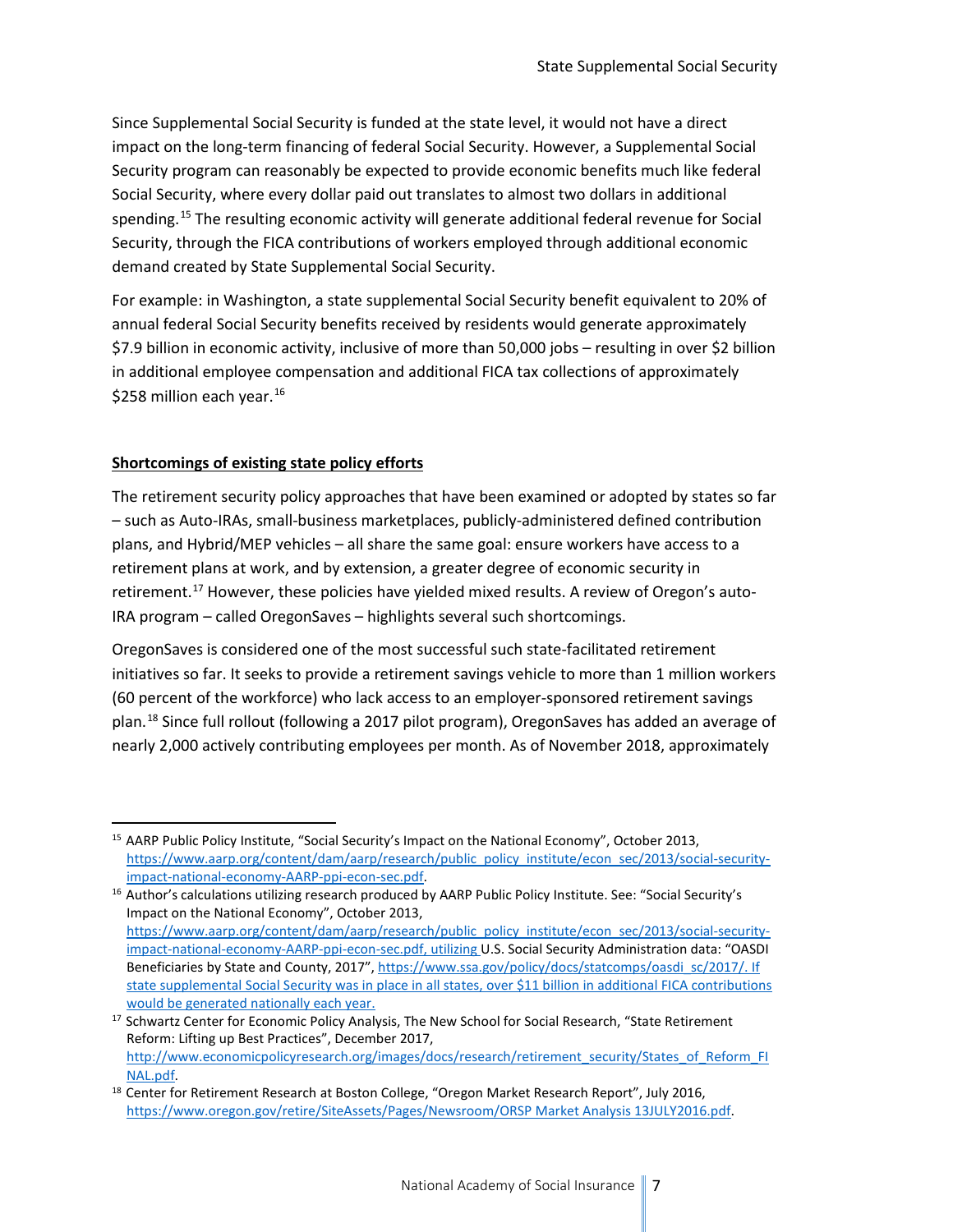Since Supplemental Social Security is funded at the state level, it would not have a direct impact on the long-term financing of federal Social Security. However, a Supplemental Social Security program can reasonably be expected to provide economic benefits much like federal Social Security, where every dollar paid out translates to almost two dollars in additional spending.[15] The resulting economic activity will generate additional federal revenue for Social Security, through the FICA contributions of workers employed through additional economic demand created by State Supplemental Social Security.

For example: in Washington, a state supplemental Social Security benefit equivalent to 20% of annual federal Social Security benefits received by residents would generate approximately $7.9 billion in economic activity, inclusive of more than 50,000 jobs – resulting in over $2 billion in additional employee compensation and additional FICA tax collections of approximately $258 million each year.[16]

## Shortcomings of existing state policy efforts

The retirement security policy approaches that have been examined or adopted by states so far – such as Auto-IRAs, small-business marketplaces, publicly-administered defined contribution plans, and Hybrid/MEP vehicles – all share the same goal: ensure workers have access to a retirement plans at work, and by extension, a greater degree of economic security in retirement.[17] However, these policies have yielded mixed results. A review of Oregon's auto-IRA program – called OregonSaves – highlights several such shortcomings.

OregonSaves is considered one of the most successful such state-facilitated retirement initiatives so far. It seeks to provide a retirement savings vehicle to more than 1 million workers (60 percent of the workforce) who lack access to an employer-sponsored retirement savings plan.[18] Since full rollout (following a 2017 pilot program), OregonSaves has added an average of nearly 2,000 actively contributing employees per month. As of November 2018, approximately

---

[15] AARP Public Policy Institute, "Social Security's Impact on the National Economy", October 2013, https://www.aarp.org/content/dam/aarp/research/public_policy_institute/econ_sec/2013/social-security-impact-national-economy-AARP-ppi-econ-sec.pdf.

[16] Author's calculations utilizing research produced by AARP Public Policy Institute. See: "Social Security's Impact on the National Economy", October 2013, https://www.aarp.org/content/dam/aarp/research/public_policy_institute/econ_sec/2013/social-security-impact-national-economy-AARP-ppi-econ-sec.pdf, utilizing U.S. Social Security Administration data: "OASDI Beneficiaries by State and County, 2017", https://www.ssa.gov/policy/docs/statcomps/oasdi_sc/2017/. If state supplemental Social Security was in place in all states, over $11 billion in additional FICA contributions would be generated nationally each year.

[17] Schwartz Center for Economic Policy Analysis, The New School for Social Research, "State Retirement Reform: Lifting up Best Practices", December 2017, http://www.economicpolicyresearch.org/images/docs/research/retirement_security/States_of_Reform_FINAL.pdf.

[18] Center for Retirement Research at Boston College, "Oregon Market Research Report", July 2016, https://www.oregon.gov/retire/SiteAssets/Pages/Newsroom/ORSP Market Analysis 13JULY2016.pdf.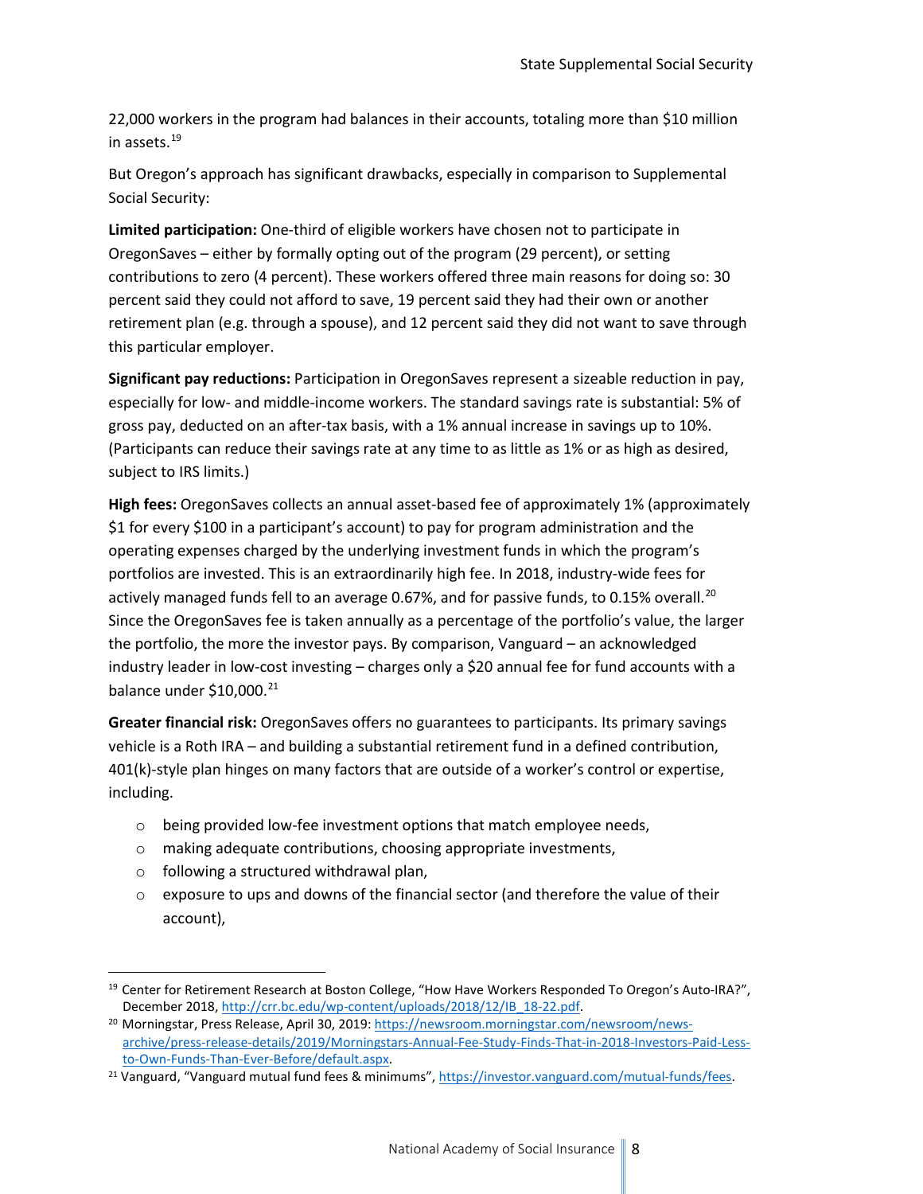22,000 workers in the program had balances in their accounts, totaling more than $10 million in assets.[19]

But Oregon's approach has significant drawbacks, especially in comparison to Supplemental Social Security:

**Limited participation:** One-third of eligible workers have chosen not to participate in OregonSaves – either by formally opting out of the program (29 percent), or setting contributions to zero (4 percent). These workers offered three main reasons for doing so: 30 percent said they could not afford to save, 19 percent said they had their own or another retirement plan (e.g. through a spouse), and 12 percent said they did not want to save through this particular employer.

**Significant pay reductions:** Participation in OregonSaves represent a sizeable reduction in pay, especially for low- and middle-income workers. The standard savings rate is substantial: 5% of gross pay, deducted on an after-tax basis, with a 1% annual increase in savings up to 10%. (Participants can reduce their savings rate at any time to as little as 1% or as high as desired, subject to IRS limits.)

**High fees:** OregonSaves collects an annual asset-based fee of approximately 1% (approximately $1 for every $100 in a participant's account) to pay for program administration and the operating expenses charged by the underlying investment funds in which the program's portfolios are invested. This is an extraordinarily high fee. In 2018, industry-wide fees for actively managed funds fell to an average 0.67%, and for passive funds, to 0.15% overall.[20] Since the OregonSaves fee is taken annually as a percentage of the portfolio's value, the larger the portfolio, the more the investor pays. By comparison, Vanguard – an acknowledged industry leader in low-cost investing – charges only a $20 annual fee for fund accounts with a balance under $10,000.[21]

**Greater financial risk:** OregonSaves offers no guarantees to participants. Its primary savings vehicle is a Roth IRA – and building a substantial retirement fund in a defined contribution, 401(k)-style plan hinges on many factors that are outside of a worker's control or expertise, including.

- being provided low-fee investment options that match employee needs,
- making adequate contributions, choosing appropriate investments,
- following a structured withdrawal plan,
- exposure to ups and downs of the financial sector (and therefore the value of their account),

---

[19] Center for Retirement Research at Boston College, "How Have Workers Responded To Oregon's Auto-IRA?", December 2018, http://crr.bc.edu/wp-content/uploads/2018/12/IB_18-22.pdf.

[20] Morningstar, Press Release, April 30, 2019: https://newsroom.morningstar.com/newsroom/news-archive/press-release-details/2019/Morningstars-Annual-Fee-Study-Finds-That-in-2018-Investors-Paid-Less-to-Own-Funds-Than-Ever-Before/default.aspx.

[21] Vanguard, "Vanguard mutual fund fees & minimums", https://investor.vanguard.com/mutual-funds/fees.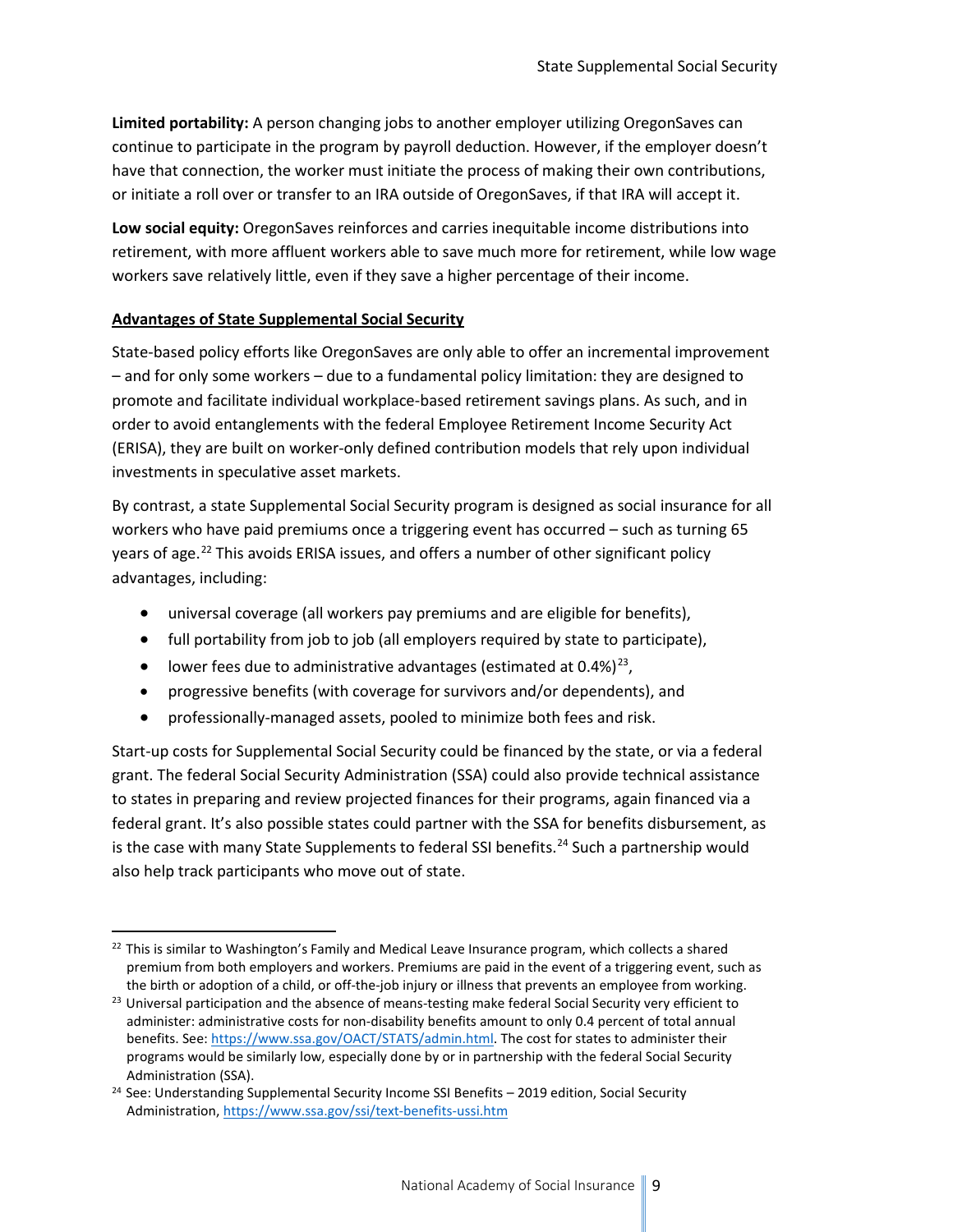**Limited portability:** A person changing jobs to another employer utilizing OregonSaves can continue to participate in the program by payroll deduction. However, if the employer doesn't have that connection, the worker must initiate the process of making their own contributions, or initiate a roll over or transfer to an IRA outside of OregonSaves, if that IRA will accept it.

**Low social equity:** OregonSaves reinforces and carries inequitable income distributions into retirement, with more affluent workers able to save much more for retirement, while low wage workers save relatively little, even if they save a higher percentage of their income.

**Advantages of State Supplemental Social Security**

State-based policy efforts like OregonSaves are only able to offer an incremental improvement – and for only some workers – due to a fundamental policy limitation: they are designed to promote and facilitate individual workplace-based retirement savings plans. As such, and in order to avoid entanglements with the federal Employee Retirement Income Security Act (ERISA), they are built on worker-only defined contribution models that rely upon individual investments in speculative asset markets.

By contrast, a state Supplemental Social Security program is designed as social insurance for all workers who have paid premiums once a triggering event has occurred – such as turning 65 years of age.[22] This avoids ERISA issues, and offers a number of other significant policy advantages, including:

- universal coverage (all workers pay premiums and are eligible for benefits),
- full portability from job to job (all employers required by state to participate),
- lower fees due to administrative advantages (estimated at 0.4%)[23],
- progressive benefits (with coverage for survivors and/or dependents), and
- professionally-managed assets, pooled to minimize both fees and risk.

Start-up costs for Supplemental Social Security could be financed by the state, or via a federal grant. The federal Social Security Administration (SSA) could also provide technical assistance to states in preparing and review projected finances for their programs, again financed via a federal grant. It's also possible states could partner with the SSA for benefits disbursement, as is the case with many State Supplements to federal SSI benefits.[24] Such a partnership would also help track participants who move out of state.

---

[22] This is similar to Washington's Family and Medical Leave Insurance program, which collects a shared premium from both employers and workers. Premiums are paid in the event of a triggering event, such as the birth or adoption of a child, or off-the-job injury or illness that prevents an employee from working.

[23] Universal participation and the absence of means-testing make federal Social Security very efficient to administer: administrative costs for non-disability benefits amount to only 0.4 percent of total annual benefits. See: https://www.ssa.gov/OACT/STATS/admin.html. The cost for states to administer their programs would be similarly low, especially done by or in partnership with the federal Social Security Administration (SSA).

[24] See: Understanding Supplemental Security Income SSI Benefits – 2019 edition, Social Security Administration, https://www.ssa.gov/ssi/text-benefits-ussi.htm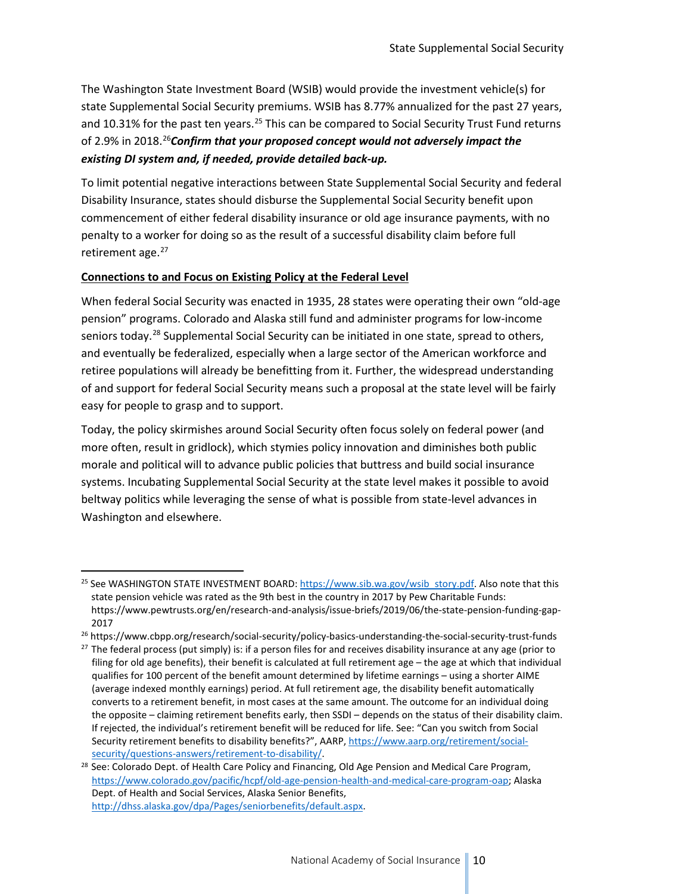The Washington State Investment Board (WSIB) would provide the investment vehicle(s) for state Supplemental Social Security premiums. WSIB has 8.77% annualized for the past 27 years, and 10.31% for the past ten years.[25] This can be compared to Social Security Trust Fund returns of 2.9% in 2018.[26]***Confirm that your proposed concept would not adversely impact the existing DI system and, if needed, provide detailed back-up.***

To limit potential negative interactions between State Supplemental Social Security and federal Disability Insurance, states should disburse the Supplemental Social Security benefit upon commencement of either federal disability insurance or old age insurance payments, with no penalty to a worker for doing so as the result of a successful disability claim before full retirement age.[27]

**Connections to and Focus on Existing Policy at the Federal Level**

When federal Social Security was enacted in 1935, 28 states were operating their own "old-age pension" programs. Colorado and Alaska still fund and administer programs for low-income seniors today.[28] Supplemental Social Security can be initiated in one state, spread to others, and eventually be federalized, especially when a large sector of the American workforce and retiree populations will already be benefitting from it. Further, the widespread understanding of and support for federal Social Security means such a proposal at the state level will be fairly easy for people to grasp and to support.

Today, the policy skirmishes around Social Security often focus solely on federal power (and more often, result in gridlock), which stymies policy innovation and diminishes both public morale and political will to advance public policies that buttress and build social insurance systems. Incubating Supplemental Social Security at the state level makes it possible to avoid beltway politics while leveraging the sense of what is possible from state-level advances in Washington and elsewhere.

---

[25] See WASHINGTON STATE INVESTMENT BOARD: https://www.sib.wa.gov/wsib_story.pdf. Also note that this state pension vehicle was rated as the 9th best in the country in 2017 by Pew Charitable Funds: https://www.pewtrusts.org/en/research-and-analysis/issue-briefs/2019/06/the-state-pension-funding-gap-2017

[26] https://www.cbpp.org/research/social-security/policy-basics-understanding-the-social-security-trust-funds

[27] The federal process (put simply) is: if a person files for and receives disability insurance at any age (prior to filing for old age benefits), their benefit is calculated at full retirement age – the age at which that individual qualifies for 100 percent of the benefit amount determined by lifetime earnings – using a shorter AIME (average indexed monthly earnings) period. At full retirement age, the disability benefit automatically converts to a retirement benefit, in most cases at the same amount. The outcome for an individual doing the opposite – claiming retirement benefits early, then SSDI – depends on the status of their disability claim. If rejected, the individual's retirement benefit will be reduced for life. See: "Can you switch from Social Security retirement benefits to disability benefits?", AARP, https://www.aarp.org/retirement/social-security/questions-answers/retirement-to-disability/.

[28] See: Colorado Dept. of Health Care Policy and Financing, Old Age Pension and Medical Care Program, https://www.colorado.gov/pacific/hcpf/old-age-pension-health-and-medical-care-program-oap; Alaska Dept. of Health and Social Services, Alaska Senior Benefits, http://dhss.alaska.gov/dpa/Pages/seniorbenefits/default.aspx.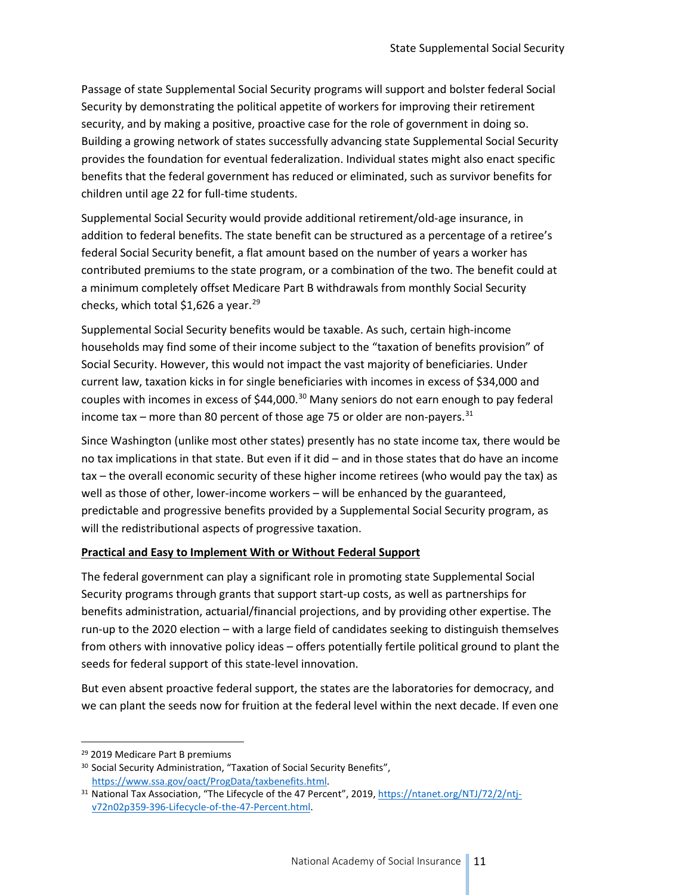Passage of state Supplemental Social Security programs will support and bolster federal Social Security by demonstrating the political appetite of workers for improving their retirement security, and by making a positive, proactive case for the role of government in doing so. Building a growing network of states successfully advancing state Supplemental Social Security provides the foundation for eventual federalization. Individual states might also enact specific benefits that the federal government has reduced or eliminated, such as survivor benefits for children until age 22 for full-time students.

Supplemental Social Security would provide additional retirement/old-age insurance, in addition to federal benefits. The state benefit can be structured as a percentage of a retiree's federal Social Security benefit, a flat amount based on the number of years a worker has contributed premiums to the state program, or a combination of the two. The benefit could at a minimum completely offset Medicare Part B withdrawals from monthly Social Security checks, which total $1,626 a year.[29]

Supplemental Social Security benefits would be taxable. As such, certain high-income households may find some of their income subject to the "taxation of benefits provision" of Social Security. However, this would not impact the vast majority of beneficiaries. Under current law, taxation kicks in for single beneficiaries with incomes in excess of $34,000 and couples with incomes in excess of $44,000.[30] Many seniors do not earn enough to pay federal income tax – more than 80 percent of those age 75 or older are non-payers.[31]

Since Washington (unlike most other states) presently has no state income tax, there would be no tax implications in that state. But even if it did – and in those states that do have an income tax – the overall economic security of these higher income retirees (who would pay the tax) as well as those of other, lower-income workers – will be enhanced by the guaranteed, predictable and progressive benefits provided by a Supplemental Social Security program, as will the redistributional aspects of progressive taxation.

**Practical and Easy to Implement With or Without Federal Support**

The federal government can play a significant role in promoting state Supplemental Social Security programs through grants that support start-up costs, as well as partnerships for benefits administration, actuarial/financial projections, and by providing other expertise. The run-up to the 2020 election – with a large field of candidates seeking to distinguish themselves from others with innovative policy ideas – offers potentially fertile political ground to plant the seeds for federal support of this state-level innovation.

But even absent proactive federal support, the states are the laboratories for democracy, and we can plant the seeds now for fruition at the federal level within the next decade. If even one

---

[29] 2019 Medicare Part B premiums

[30] Social Security Administration, "Taxation of Social Security Benefits", https://www.ssa.gov/oact/ProgData/taxbenefits.html.

[31] National Tax Association, "The Lifecycle of the 47 Percent", 2019, https://ntanet.org/NTJ/72/2/ntj-v72n02p359-396-Lifecycle-of-the-47-Percent.html.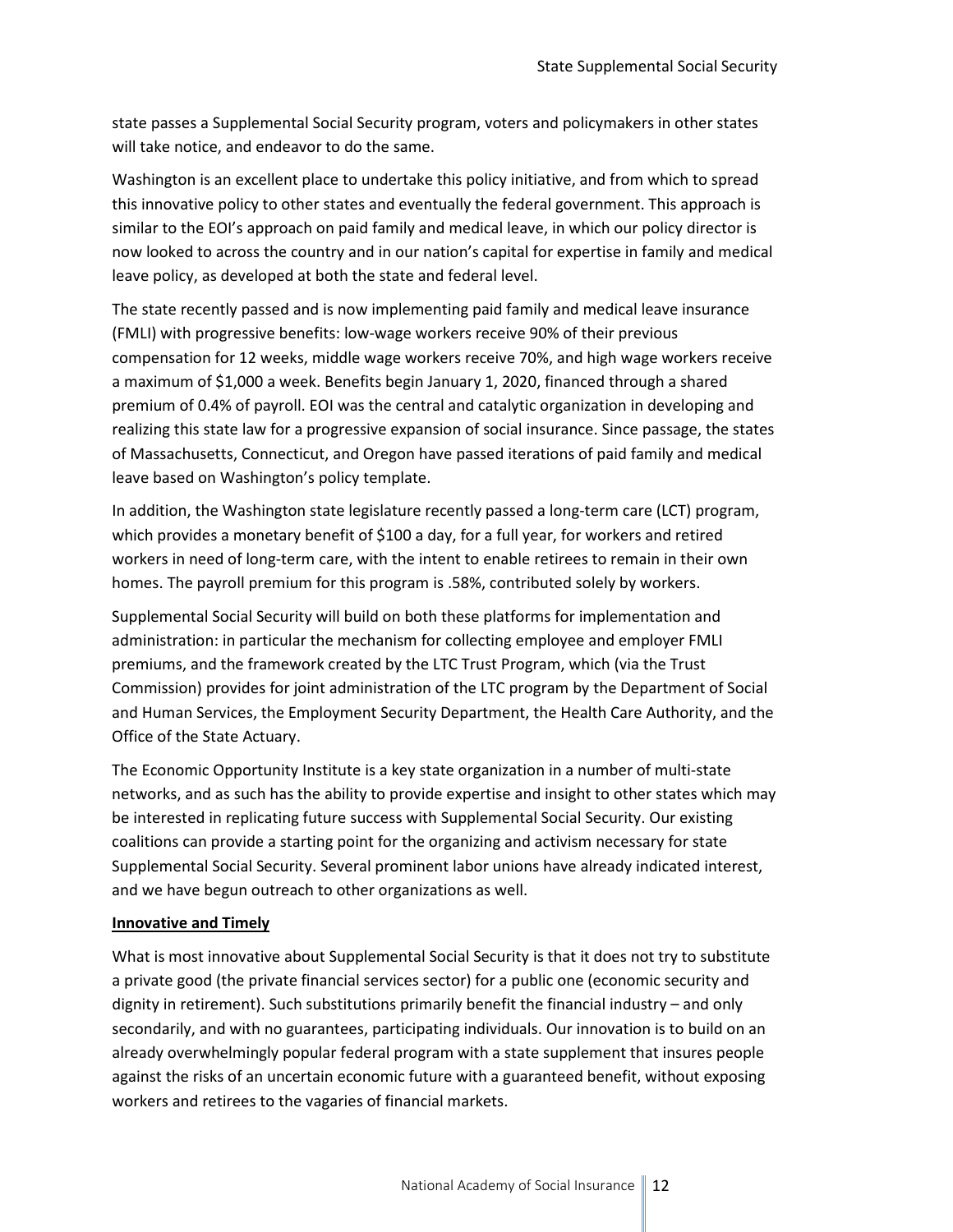state passes a Supplemental Social Security program, voters and policymakers in other states will take notice, and endeavor to do the same.

Washington is an excellent place to undertake this policy initiative, and from which to spread this innovative policy to other states and eventually the federal government. This approach is similar to the EOI's approach on paid family and medical leave, in which our policy director is now looked to across the country and in our nation's capital for expertise in family and medical leave policy, as developed at both the state and federal level.

The state recently passed and is now implementing paid family and medical leave insurance (FMLI) with progressive benefits: low-wage workers receive 90% of their previous compensation for 12 weeks, middle wage workers receive 70%, and high wage workers receive a maximum of $1,000 a week. Benefits begin January 1, 2020, financed through a shared premium of 0.4% of payroll. EOI was the central and catalytic organization in developing and realizing this state law for a progressive expansion of social insurance. Since passage, the states of Massachusetts, Connecticut, and Oregon have passed iterations of paid family and medical leave based on Washington's policy template.

In addition, the Washington state legislature recently passed a long-term care (LCT) program, which provides a monetary benefit of $100 a day, for a full year, for workers and retired workers in need of long-term care, with the intent to enable retirees to remain in their own homes. The payroll premium for this program is .58%, contributed solely by workers.

Supplemental Social Security will build on both these platforms for implementation and administration: in particular the mechanism for collecting employee and employer FMLI premiums, and the framework created by the LTC Trust Program, which (via the Trust Commission) provides for joint administration of the LTC program by the Department of Social and Human Services, the Employment Security Department, the Health Care Authority, and the Office of the State Actuary.

The Economic Opportunity Institute is a key state organization in a number of multi-state networks, and as such has the ability to provide expertise and insight to other states which may be interested in replicating future success with Supplemental Social Security. Our existing coalitions can provide a starting point for the organizing and activism necessary for state Supplemental Social Security. Several prominent labor unions have already indicated interest, and we have begun outreach to other organizations as well.

**Innovative and Timely**

What is most innovative about Supplemental Social Security is that it does not try to substitute a private good (the private financial services sector) for a public one (economic security and dignity in retirement). Such substitutions primarily benefit the financial industry – and only secondarily, and with no guarantees, participating individuals. Our innovation is to build on an already overwhelmingly popular federal program with a state supplement that insures people against the risks of an uncertain economic future with a guaranteed benefit, without exposing workers and retirees to the vagaries of financial markets.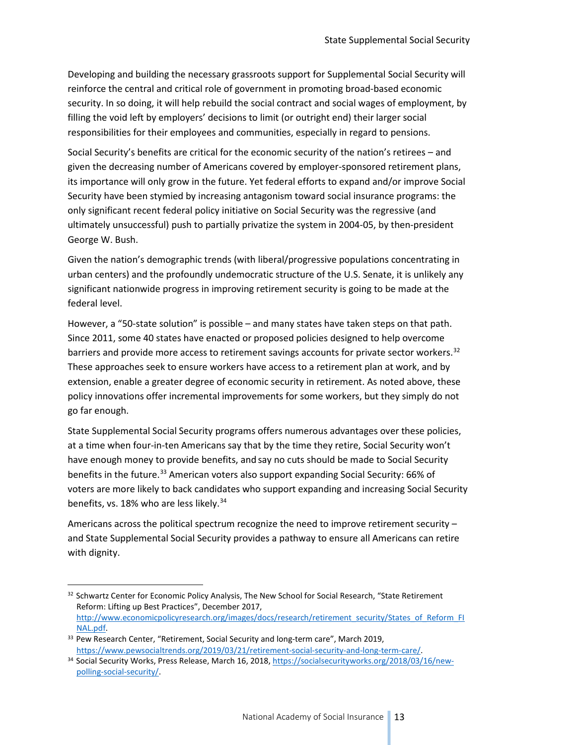Developing and building the necessary grassroots support for Supplemental Social Security will reinforce the central and critical role of government in promoting broad-based economic security. In so doing, it will help rebuild the social contract and social wages of employment, by filling the void left by employers' decisions to limit (or outright end) their larger social responsibilities for their employees and communities, especially in regard to pensions.

Social Security's benefits are critical for the economic security of the nation's retirees – and given the decreasing number of Americans covered by employer-sponsored retirement plans, its importance will only grow in the future. Yet federal efforts to expand and/or improve Social Security have been stymied by increasing antagonism toward social insurance programs: the only significant recent federal policy initiative on Social Security was the regressive (and ultimately unsuccessful) push to partially privatize the system in 2004-05, by then-president George W. Bush.

Given the nation's demographic trends (with liberal/progressive populations concentrating in urban centers) and the profoundly undemocratic structure of the U.S. Senate, it is unlikely any significant nationwide progress in improving retirement security is going to be made at the federal level.

However, a "50-state solution" is possible – and many states have taken steps on that path. Since 2011, some 40 states have enacted or proposed policies designed to help overcome barriers and provide more access to retirement savings accounts for private sector workers.[32] These approaches seek to ensure workers have access to a retirement plan at work, and by extension, enable a greater degree of economic security in retirement. As noted above, these policy innovations offer incremental improvements for some workers, but they simply do not go far enough.

State Supplemental Social Security programs offers numerous advantages over these policies, at a time when four-in-ten Americans say that by the time they retire, Social Security won't have enough money to provide benefits, and say no cuts should be made to Social Security benefits in the future.[33] American voters also support expanding Social Security: 66% of voters are more likely to back candidates who support expanding and increasing Social Security benefits, vs. 18% who are less likely.[34]

Americans across the political spectrum recognize the need to improve retirement security – and State Supplemental Social Security provides a pathway to ensure all Americans can retire with dignity.

---

[32] Schwartz Center for Economic Policy Analysis, The New School for Social Research, "State Retirement Reform: Lifting up Best Practices", December 2017, http://www.economicpolicyresearch.org/images/docs/research/retirement_security/States_of_Reform_FINAL.pdf.

[33] Pew Research Center, "Retirement, Social Security and long-term care", March 2019, https://www.pewsocialtrends.org/2019/03/21/retirement-social-security-and-long-term-care/.

[34] Social Security Works, Press Release, March 16, 2018, https://socialsecurityworks.org/2018/03/16/new-polling-social-security/.